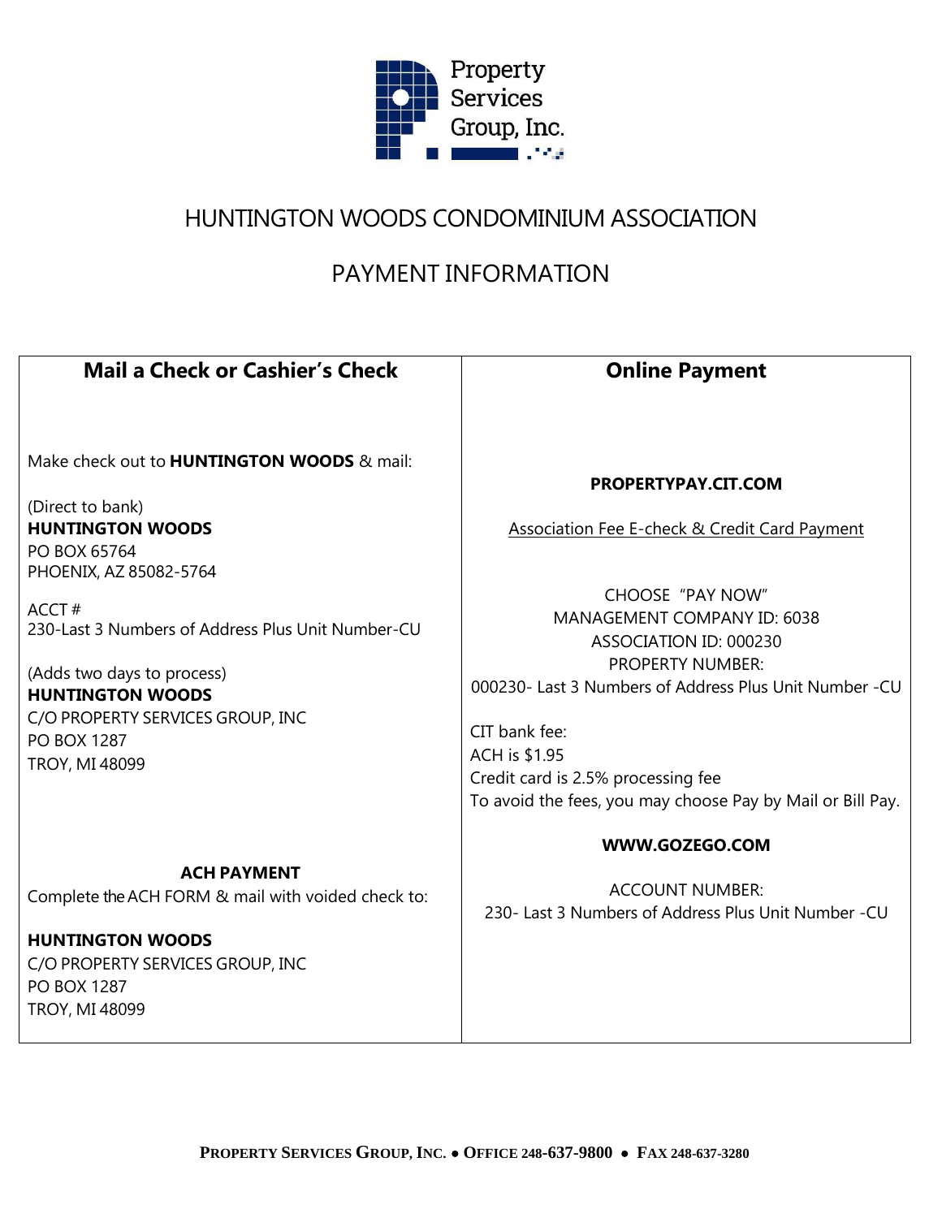Property Services Group, Inc.

# HUNTINGTON WOODS CONDOMINIUM ASSOCIATION

## PAYMENT INFORMATION

### Mail a Check or Cashier's Check

Make check out to **HUNTINGTON WOODS** & mail:

(Direct to bank)
**HUNTINGTON WOODS**
PO BOX 65764
PHOENIX, AZ 85082-5764

ACCT #
230-Last 3 Numbers of Address Plus Unit Number-CU

(Adds two days to process)
**HUNTINGTON WOODS**
C/O PROPERTY SERVICES GROUP, INC
PO BOX 1287
TROY, MI 48099

**ACH PAYMENT**

Complete the ACH FORM & mail with voided check to:

**HUNTINGTON WOODS**
C/O PROPERTY SERVICES GROUP, INC
PO BOX 1287
TROY, MI 48099

### Online Payment

**PROPERTYPAY.CIT.COM**

Association Fee E-check & Credit Card Payment

CHOOSE "PAY NOW"
MANAGEMENT COMPANY ID: 6038
ASSOCIATION ID: 000230
PROPERTY NUMBER:
000230- Last 3 Numbers of Address Plus Unit Number -CU

CIT bank fee:
ACH is $1.95
Credit card is 2.5% processing fee
To avoid the fees, you may choose Pay by Mail or Bill Pay.

**WWW.GOZEGO.COM**

ACCOUNT NUMBER:
230- Last 3 Numbers of Address Plus Unit Number -CU

PROPERTY SERVICES GROUP, INC. • OFFICE 248-637-9800 • FAX 248-637-3280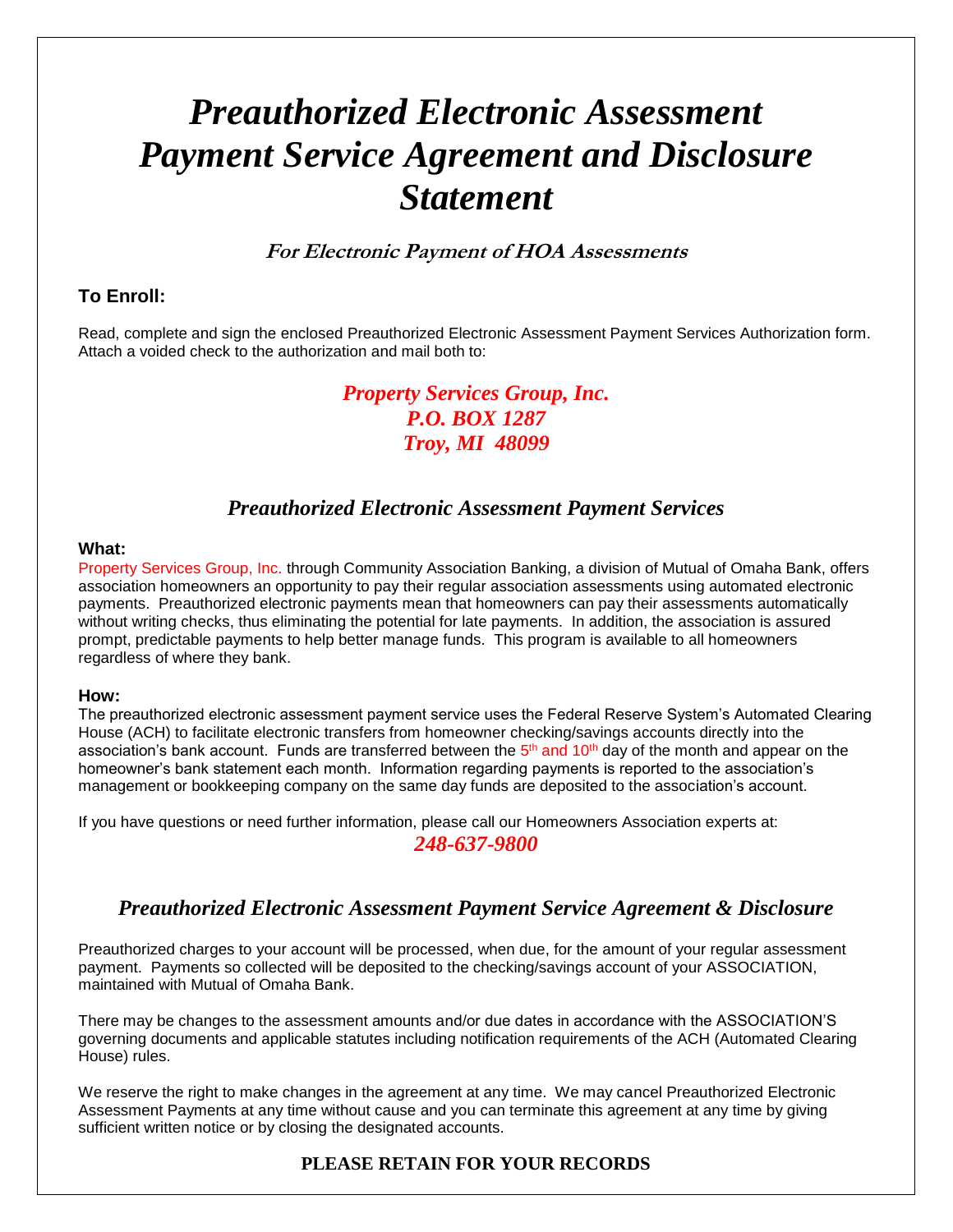# *Preauthorized Electronic Assessment Payment Service Agreement and Disclosure Statement*

### *For Electronic Payment of HOA Assessments*

### To Enroll:

Read, complete and sign the enclosed Preauthorized Electronic Assessment Payment Services Authorization form. Attach a voided check to the authorization and mail both to:

***Property Services Group, Inc.***
***P.O. BOX 1287***
***Troy, MI 48099***

## *Preauthorized Electronic Assessment Payment Services*

**What:**

Property Services Group, Inc. through Community Association Banking, a division of Mutual of Omaha Bank, offers association homeowners an opportunity to pay their regular association assessments using automated electronic payments. Preauthorized electronic payments mean that homeowners can pay their assessments automatically without writing checks, thus eliminating the potential for late payments. In addition, the association is assured prompt, predictable payments to help better manage funds. This program is available to all homeowners regardless of where they bank.

**How:**

The preauthorized electronic assessment payment service uses the Federal Reserve System's Automated Clearing House (ACH) to facilitate electronic transfers from homeowner checking/savings accounts directly into the association's bank account. Funds are transferred between the 5th and 10th day of the month and appear on the homeowner's bank statement each month. Information regarding payments is reported to the association's management or bookkeeping company on the same day funds are deposited to the association's account.

If you have questions or need further information, please call our Homeowners Association experts at:

***248-637-9800***

## *Preauthorized Electronic Assessment Payment Service Agreement & Disclosure*

Preauthorized charges to your account will be processed, when due, for the amount of your regular assessment payment. Payments so collected will be deposited to the checking/savings account of your ASSOCIATION, maintained with Mutual of Omaha Bank.

There may be changes to the assessment amounts and/or due dates in accordance with the ASSOCIATION'S governing documents and applicable statutes including notification requirements of the ACH (Automated Clearing House) rules.

We reserve the right to make changes in the agreement at any time. We may cancel Preauthorized Electronic Assessment Payments at any time without cause and you can terminate this agreement at any time by giving sufficient written notice or by closing the designated accounts.

**PLEASE RETAIN FOR YOUR RECORDS**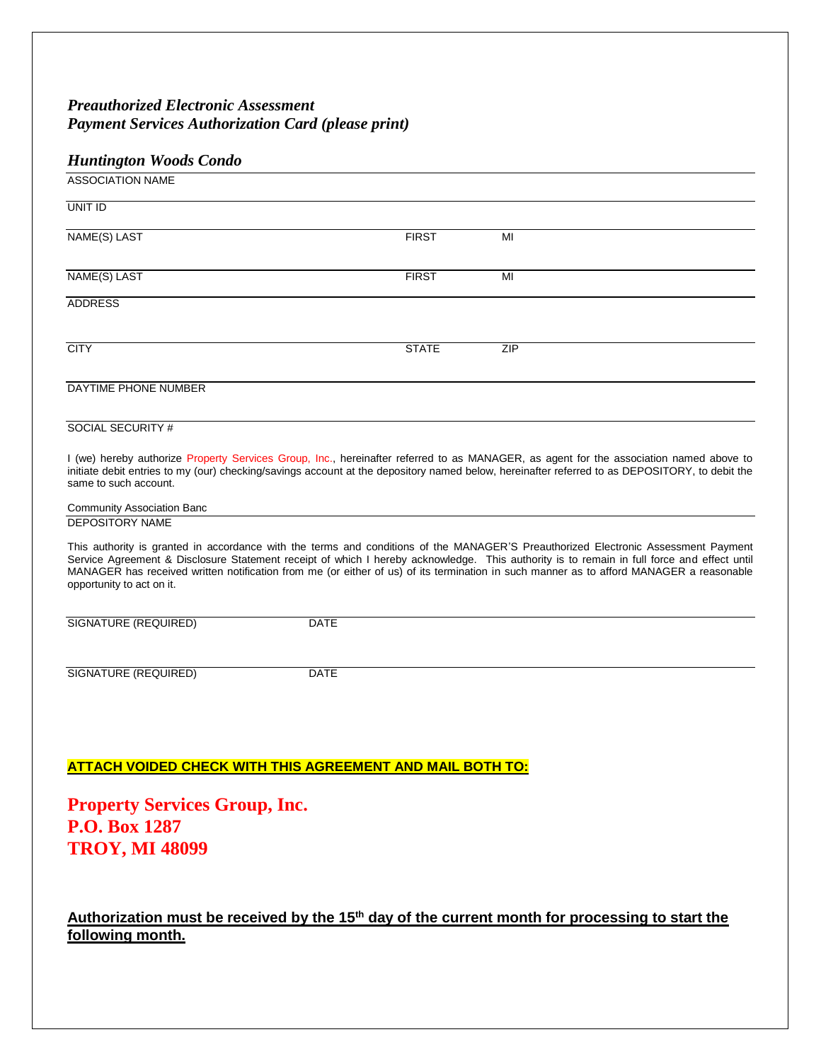***Preauthorized Electronic Assessment***
***Payment Services Authorization Card (please print)***

***Huntington Woods Condo***

ASSOCIATION NAME

UNIT ID

NAME(S) LAST FIRST MI

NAME(S) LAST FIRST MI

ADDRESS

CITY STATE ZIP

DAYTIME PHONE NUMBER

SOCIAL SECURITY #

I (we) hereby authorize Property Services Group, Inc., hereinafter referred to as MANAGER, as agent for the association named above to initiate debit entries to my (our) checking/savings account at the depository named below, hereinafter referred to as DEPOSITORY, to debit the same to such account.

Community Association Banc

DEPOSITORY NAME

This authority is granted in accordance with the terms and conditions of the MANAGER'S Preauthorized Electronic Assessment Payment Service Agreement & Disclosure Statement receipt of which I hereby acknowledge. This authority is to remain in full force and effect until MANAGER has received written notification from me (or either of us) of its termination in such manner as to afford MANAGER a reasonable opportunity to act on it.

SIGNATURE (REQUIRED) DATE

SIGNATURE (REQUIRED) DATE

**ATTACH VOIDED CHECK WITH THIS AGREEMENT AND MAIL BOTH TO:**

**Property Services Group, Inc.**
**P.O. Box 1287**
**TROY, MI 48099**

**Authorization must be received by the 15th day of the current month for processing to start the following month.**